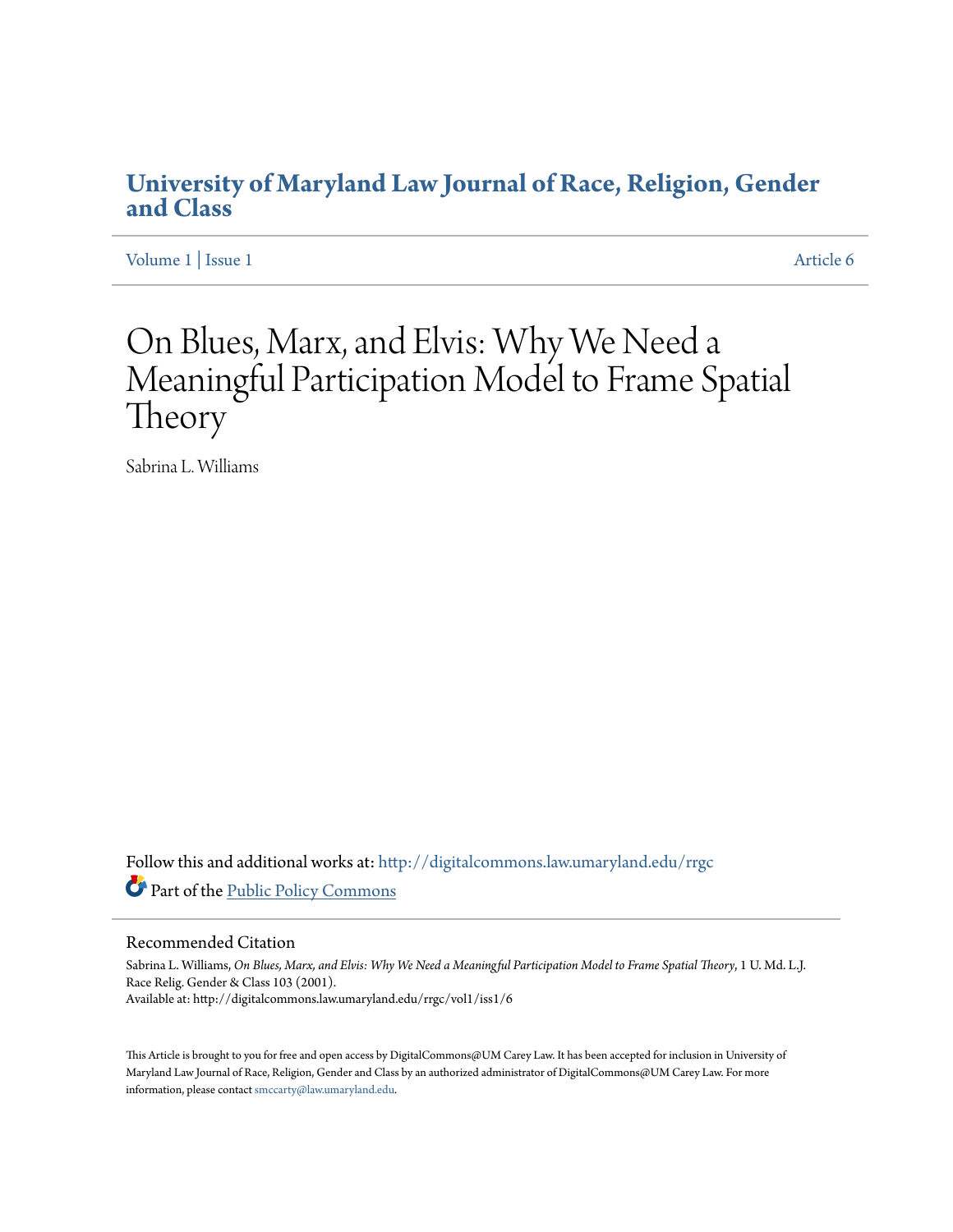# University of Maryland Law Journal of Race, Religion, Gender and Class

Volume 1 | Issue 1 Article 6

# On Blues, Marx, and Elvis: Why We Need a Meaningful Participation Model to Frame Spatial Theory

Sabrina L. Williams

Follow this and additional works at: http://digitalcommons.law.umaryland.edu/rrgc

Part of the Public Policy Commons

## Recommended Citation

Sabrina L. Williams, *On Blues, Marx, and Elvis: Why We Need a Meaningful Participation Model to Frame Spatial Theory*, 1 U. Md. L.J. Race Relig. Gender & Class 103 (2001).
Available at: http://digitalcommons.law.umaryland.edu/rrgc/vol1/iss1/6

This Article is brought to you for free and open access by DigitalCommons@UM Carey Law. It has been accepted for inclusion in University of Maryland Law Journal of Race, Religion, Gender and Class by an authorized administrator of DigitalCommons@UM Carey Law. For more information, please contact smccarty@law.umaryland.edu.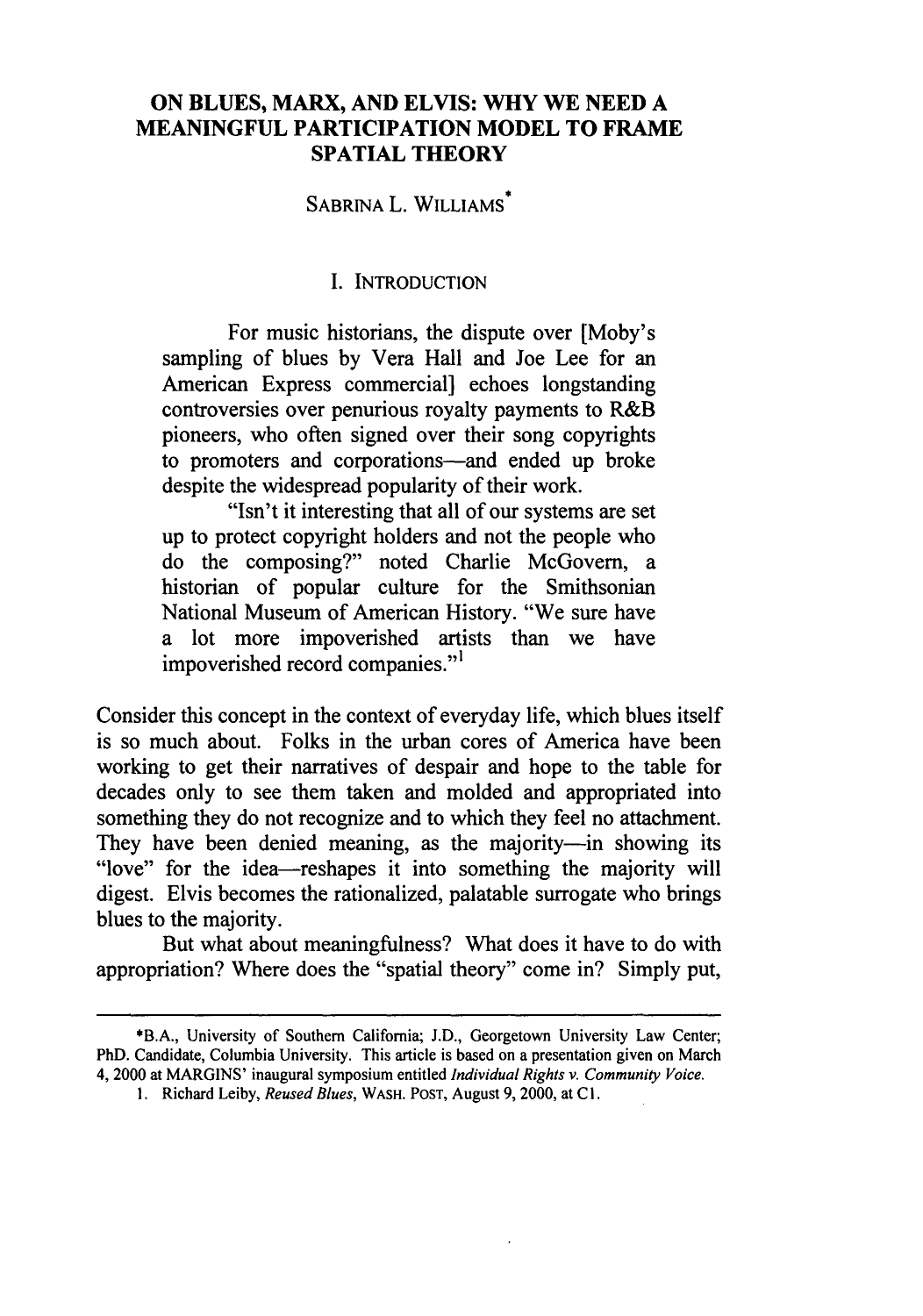# ON BLUES, MARX, AND ELVIS: WHY WE NEED A MEANINGFUL PARTICIPATION MODEL TO FRAME SPATIAL THEORY

SABRINA L. WILLIAMS*

## I. INTRODUCTION

> For music historians, the dispute over [Moby's sampling of blues by Vera Hall and Joe Lee for an American Express commercial] echoes longstanding controversies over penurious royalty payments to R&B pioneers, who often signed over their song copyrights to promoters and corporations—and ended up broke despite the widespread popularity of their work.
>
> "Isn't it interesting that all of our systems are set up to protect copyright holders and not the people who do the composing?" noted Charlie McGovern, a historian of popular culture for the Smithsonian National Museum of American History. "We sure have a lot more impoverished artists than we have impoverished record companies."[1]

Consider this concept in the context of everyday life, which blues itself is so much about. Folks in the urban cores of America have been working to get their narratives of despair and hope to the table for decades only to see them taken and molded and appropriated into something they do not recognize and to which they feel no attachment. They have been denied meaning, as the majority—in showing its "love" for the idea—reshapes it into something the majority will digest. Elvis becomes the rationalized, palatable surrogate who brings blues to the majority.

But what about meaningfulness? What does it have to do with appropriation? Where does the "spatial theory" come in? Simply put,

---

*B.A., University of Southern California; J.D., Georgetown University Law Center; PhD. Candidate, Columbia University. This article is based on a presentation given on March 4, 2000 at MARGINS' inaugural symposium entitled *Individual Rights v. Community Voice*.

1. Richard Leiby, *Reused Blues*, WASH. POST, August 9, 2000, at C1.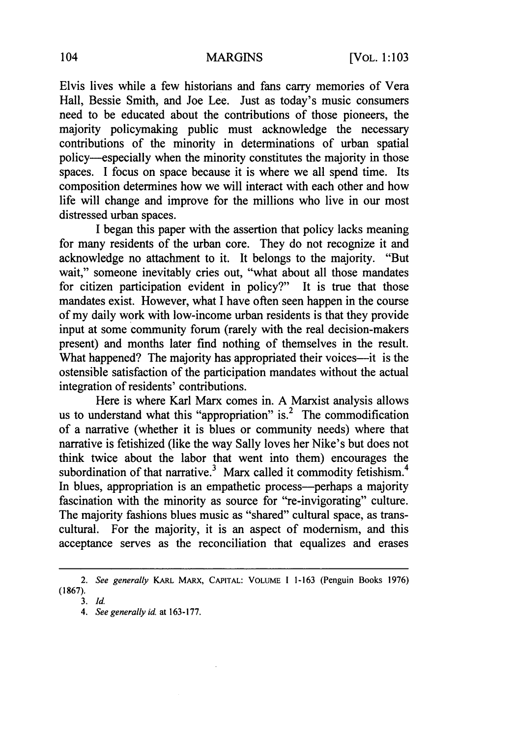Elvis lives while a few historians and fans carry memories of Vera Hall, Bessie Smith, and Joe Lee. Just as today's music consumers need to be educated about the contributions of those pioneers, the majority policymaking public must acknowledge the necessary contributions of the minority in determinations of urban spatial policy—especially when the minority constitutes the majority in those spaces. I focus on space because it is where we all spend time. Its composition determines how we will interact with each other and how life will change and improve for the millions who live in our most distressed urban spaces.

I began this paper with the assertion that policy lacks meaning for many residents of the urban core. They do not recognize it and acknowledge no attachment to it. It belongs to the majority. "But wait," someone inevitably cries out, "what about all those mandates for citizen participation evident in policy?" It is true that those mandates exist. However, what I have often seen happen in the course of my daily work with low-income urban residents is that they provide input at some community forum (rarely with the real decision-makers present) and months later find nothing of themselves in the result. What happened? The majority has appropriated their voices—it is the ostensible satisfaction of the participation mandates without the actual integration of residents' contributions.

Here is where Karl Marx comes in. A Marxist analysis allows us to understand what this "appropriation" is.[2] The commodification of a narrative (whether it is blues or community needs) where that narrative is fetishized (like the way Sally loves her Nike's but does not think twice about the labor that went into them) encourages the subordination of that narrative.[3] Marx called it commodity fetishism.[4] In blues, appropriation is an empathetic process—perhaps a majority fascination with the minority as source for "re-invigorating" culture. The majority fashions blues music as "shared" cultural space, as trans-cultural. For the majority, it is an aspect of modernism, and this acceptance serves as the reconciliation that equalizes and erases

---

2. *See generally* KARL MARX, CAPITAL: VOLUME I 1-163 (Penguin Books 1976) (1867).

3. *Id.*

4. *See generally id.* at 163-177.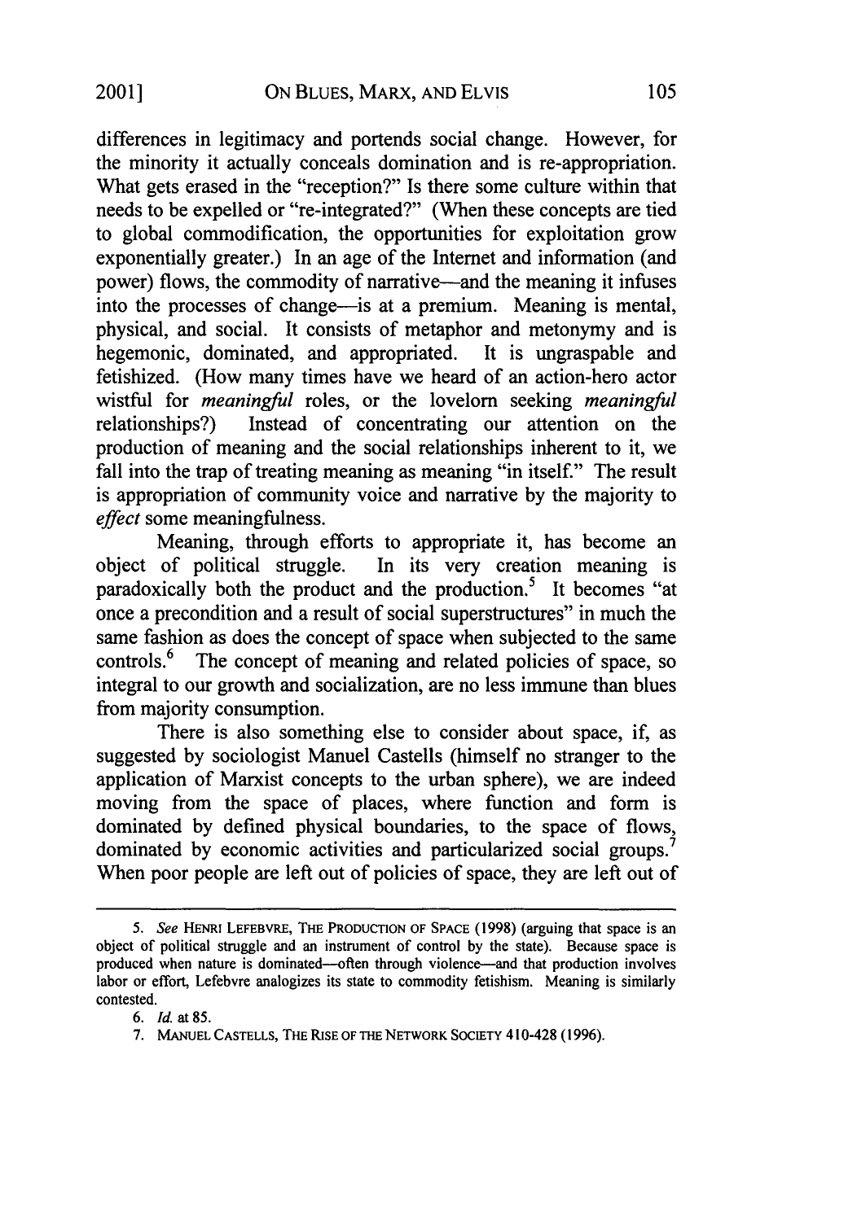differences in legitimacy and portends social change. However, for the minority it actually conceals domination and is re-appropriation. What gets erased in the "reception?" Is there some culture within that needs to be expelled or "re-integrated?" (When these concepts are tied to global commodification, the opportunities for exploitation grow exponentially greater.) In an age of the Internet and information (and power) flows, the commodity of narrative—and the meaning it infuses into the processes of change—is at a premium. Meaning is mental, physical, and social. It consists of metaphor and metonymy and is hegemonic, dominated, and appropriated. It is ungraspable and fetishized. (How many times have we heard of an action-hero actor wistful for *meaningful* roles, or the lovelorn seeking *meaningful* relationships?) Instead of concentrating our attention on the production of meaning and the social relationships inherent to it, we fall into the trap of treating meaning as meaning "in itself." The result is appropriation of community voice and narrative by the majority to *effect* some meaningfulness.

Meaning, through efforts to appropriate it, has become an object of political struggle. In its very creation meaning is paradoxically both the product and the production.[5] It becomes "at once a precondition and a result of social superstructures" in much the same fashion as does the concept of space when subjected to the same controls.[6] The concept of meaning and related policies of space, so integral to our growth and socialization, are no less immune than blues from majority consumption.

There is also something else to consider about space, if, as suggested by sociologist Manuel Castells (himself no stranger to the application of Marxist concepts to the urban sphere), we are indeed moving from the space of places, where function and form is dominated by defined physical boundaries, to the space of flows, dominated by economic activities and particularized social groups.[7] When poor people are left out of policies of space, they are left out of

---

5. *See* HENRI LEFEBVRE, THE PRODUCTION OF SPACE (1998) (arguing that space is an object of political struggle and an instrument of control by the state). Because space is produced when nature is dominated—often through violence—and that production involves labor or effort, Lefebvre analogizes its state to commodity fetishism. Meaning is similarly contested.

6. *Id.* at 85.

7. MANUEL CASTELLS, THE RISE OF THE NETWORK SOCIETY 410-428 (1996).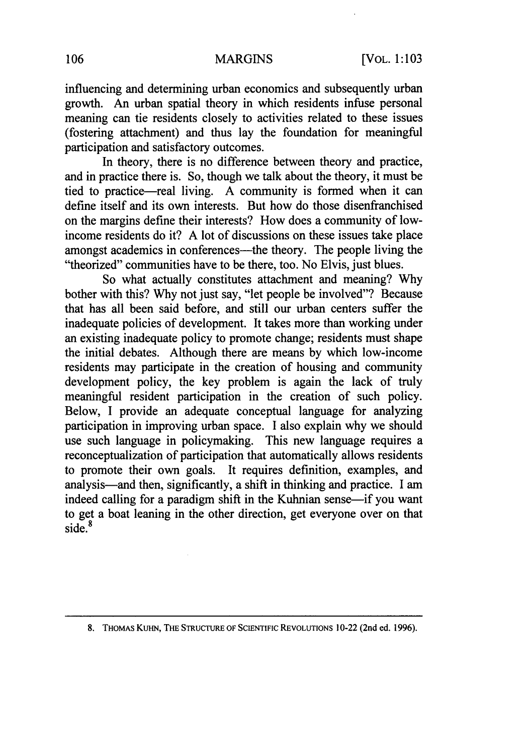influencing and determining urban economics and subsequently urban growth. An urban spatial theory in which residents infuse personal meaning can tie residents closely to activities related to these issues (fostering attachment) and thus lay the foundation for meaningful participation and satisfactory outcomes.

In theory, there is no difference between theory and practice, and in practice there is. So, though we talk about the theory, it must be tied to practice—real living. A community is formed when it can define itself and its own interests. But how do those disenfranchised on the margins define their interests? How does a community of low-income residents do it? A lot of discussions on these issues take place amongst academics in conferences—the theory. The people living the "theorized" communities have to be there, too. No Elvis, just blues.

So what actually constitutes attachment and meaning? Why bother with this? Why not just say, "let people be involved"? Because that has all been said before, and still our urban centers suffer the inadequate policies of development. It takes more than working under an existing inadequate policy to promote change; residents must shape the initial debates. Although there are means by which low-income residents may participate in the creation of housing and community development policy, the key problem is again the lack of truly meaningful resident participation in the creation of such policy. Below, I provide an adequate conceptual language for analyzing participation in improving urban space. I also explain why we should use such language in policymaking. This new language requires a reconceptualization of participation that automatically allows residents to promote their own goals. It requires definition, examples, and analysis—and then, significantly, a shift in thinking and practice. I am indeed calling for a paradigm shift in the Kuhnian sense—if you want to get a boat leaning in the other direction, get everyone over on that side.[8]

---

8. THOMAS KUHN, THE STRUCTURE OF SCIENTIFIC REVOLUTIONS 10-22 (2nd ed. 1996).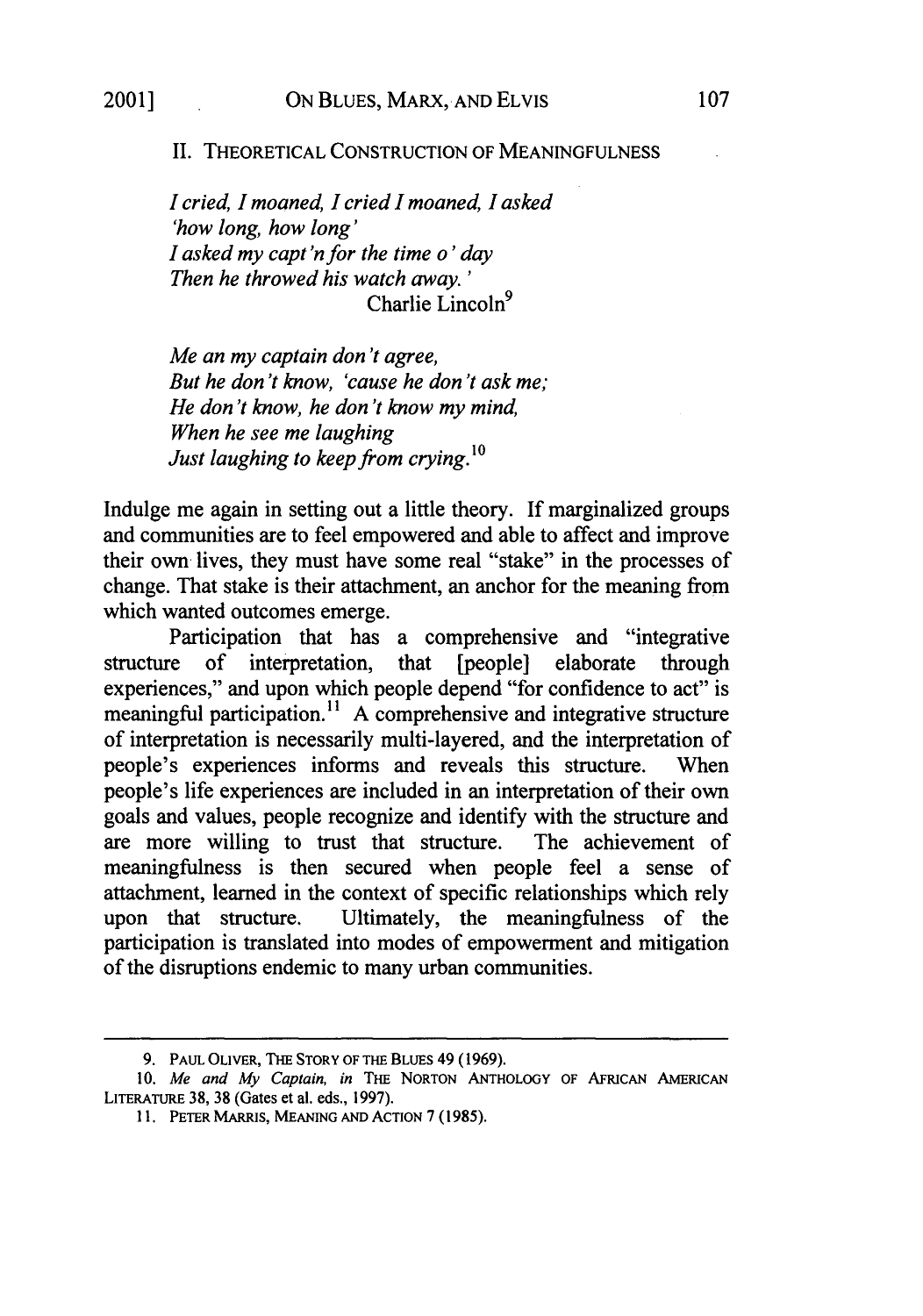## II. THEORETICAL CONSTRUCTION OF MEANINGFULNESS

*I cried, I moaned, I cried I moaned, I asked*
*'how long, how long'*
*I asked my capt'n for the time o' day*
*Then he throwed his watch away.'*
Charlie Lincoln[9]

*Me an my captain don't agree,*
*But he don't know, 'cause he don't ask me;*
*He don't know, he don't know my mind,*
*When he see me laughing*
*Just laughing to keep from crying.*[10]

Indulge me again in setting out a little theory. If marginalized groups and communities are to feel empowered and able to affect and improve their own lives, they must have some real "stake" in the processes of change. That stake is their attachment, an anchor for the meaning from which wanted outcomes emerge.

Participation that has a comprehensive and "integrative structure of interpretation, that [people] elaborate through experiences," and upon which people depend "for confidence to act" is meaningful participation.[11] A comprehensive and integrative structure of interpretation is necessarily multi-layered, and the interpretation of people's experiences informs and reveals this structure. When people's life experiences are included in an interpretation of their own goals and values, people recognize and identify with the structure and are more willing to trust that structure. The achievement of meaningfulness is then secured when people feel a sense of attachment, learned in the context of specific relationships which rely upon that structure. Ultimately, the meaningfulness of the participation is translated into modes of empowerment and mitigation of the disruptions endemic to many urban communities.

---

9. PAUL OLIVER, THE STORY OF THE BLUES 49 (1969).

10. *Me and My Captain*, *in* THE NORTON ANTHOLOGY OF AFRICAN AMERICAN LITERATURE 38, 38 (Gates et al. eds., 1997).

11. PETER MARRIS, MEANING AND ACTION 7 (1985).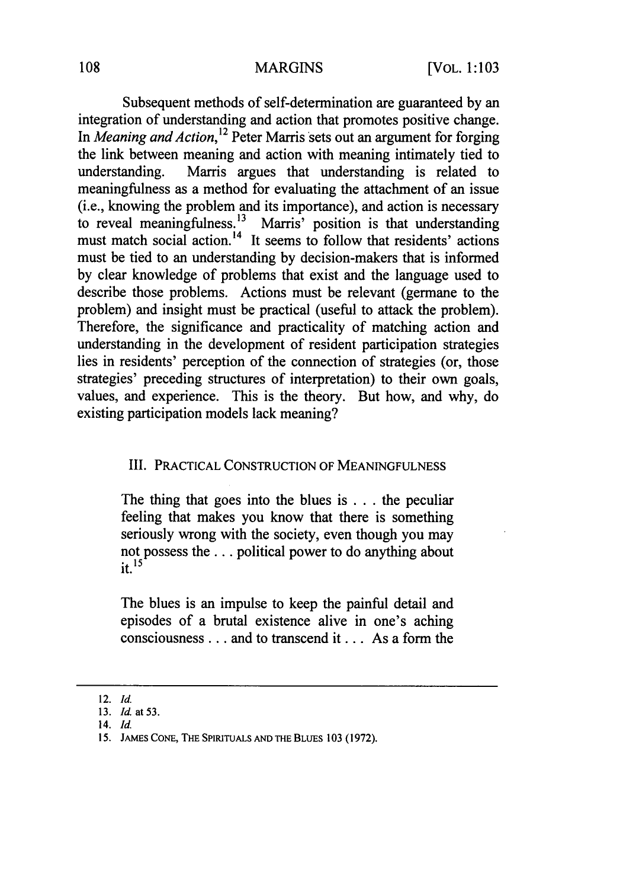Subsequent methods of self-determination are guaranteed by an integration of understanding and action that promotes positive change. In *Meaning and Action*,[12] Peter Marris sets out an argument for forging the link between meaning and action with meaning intimately tied to understanding. Marris argues that understanding is related to meaningfulness as a method for evaluating the attachment of an issue (i.e., knowing the problem and its importance), and action is necessary to reveal meaningfulness.[13] Marris' position is that understanding must match social action.[14] It seems to follow that residents' actions must be tied to an understanding by decision-makers that is informed by clear knowledge of problems that exist and the language used to describe those problems. Actions must be relevant (germane to the problem) and insight must be practical (useful to attack the problem). Therefore, the significance and practicality of matching action and understanding in the development of resident participation strategies lies in residents' perception of the connection of strategies (or, those strategies' preceding structures of interpretation) to their own goals, values, and experience. This is the theory. But how, and why, do existing participation models lack meaning?

## III. PRACTICAL CONSTRUCTION OF MEANINGFULNESS

> The thing that goes into the blues is . . . the peculiar feeling that makes you know that there is something seriously wrong with the society, even though you may not possess the . . . political power to do anything about it.[15]

> The blues is an impulse to keep the painful detail and episodes of a brutal existence alive in one's aching consciousness . . . and to transcend it . . . As a form the

---

12. *Id.*
13. *Id.* at 53.
14. *Id.*
15. JAMES CONE, THE SPIRITUALS AND THE BLUES 103 (1972).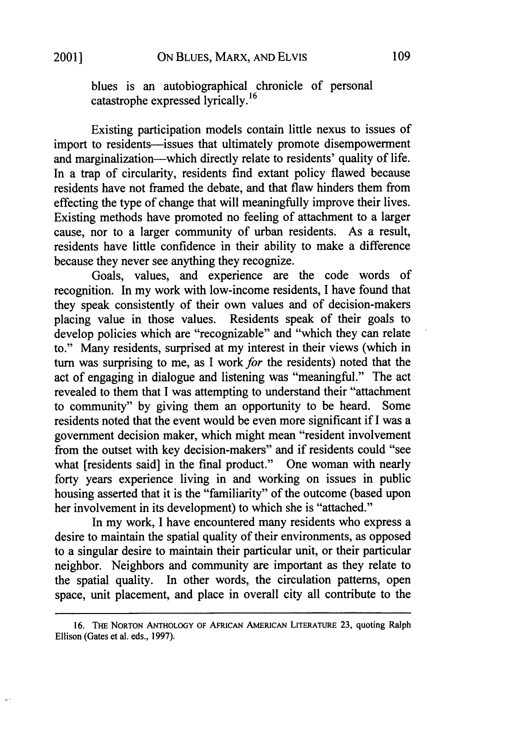> blues is an autobiographical chronicle of personal catastrophe expressed lyrically.[16]

Existing participation models contain little nexus to issues of import to residents—issues that ultimately promote disempowerment and marginalization—which directly relate to residents' quality of life. In a trap of circularity, residents find extant policy flawed because residents have not framed the debate, and that flaw hinders them from effecting the type of change that will meaningfully improve their lives. Existing methods have promoted no feeling of attachment to a larger cause, nor to a larger community of urban residents. As a result, residents have little confidence in their ability to make a difference because they never see anything they recognize.

Goals, values, and experience are the code words of recognition. In my work with low-income residents, I have found that they speak consistently of their own values and of decision-makers placing value in those values. Residents speak of their goals to develop policies which are "recognizable" and "which they can relate to." Many residents, surprised at my interest in their views (which in turn was surprising to me, as I work *for* the residents) noted that the act of engaging in dialogue and listening was "meaningful." The act revealed to them that I was attempting to understand their "attachment to community" by giving them an opportunity to be heard. Some residents noted that the event would be even more significant if I was a government decision maker, which might mean "resident involvement from the outset with key decision-makers" and if residents could "see what [residents said] in the final product." One woman with nearly forty years experience living in and working on issues in public housing asserted that it is the "familiarity" of the outcome (based upon her involvement in its development) to which she is "attached."

In my work, I have encountered many residents who express a desire to maintain the spatial quality of their environments, as opposed to a singular desire to maintain their particular unit, or their particular neighbor. Neighbors and community are important as they relate to the spatial quality. In other words, the circulation patterns, open space, unit placement, and place in overall city all contribute to the

---

16. THE NORTON ANTHOLOGY OF AFRICAN AMERICAN LITERATURE 23, quoting Ralph Ellison (Gates et al. eds., 1997).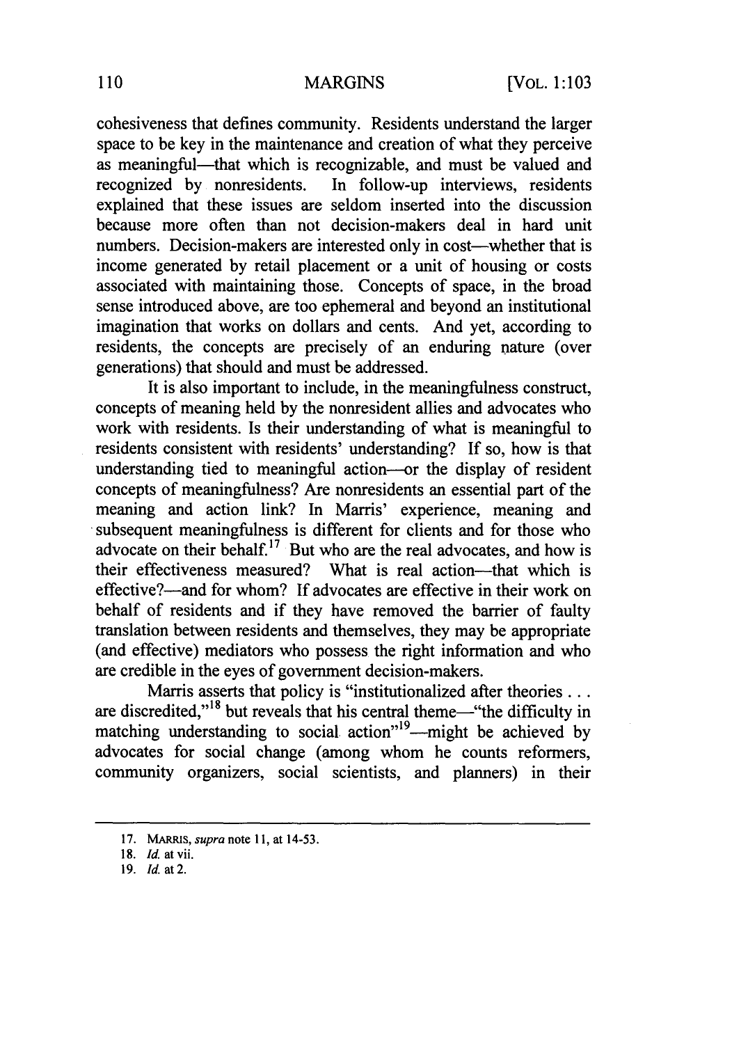cohesiveness that defines community. Residents understand the larger space to be key in the maintenance and creation of what they perceive as meaningful—that which is recognizable, and must be valued and recognized by nonresidents. In follow-up interviews, residents explained that these issues are seldom inserted into the discussion because more often than not decision-makers deal in hard unit numbers. Decision-makers are interested only in cost—whether that is income generated by retail placement or a unit of housing or costs associated with maintaining those. Concepts of space, in the broad sense introduced above, are too ephemeral and beyond an institutional imagination that works on dollars and cents. And yet, according to residents, the concepts are precisely of an enduring nature (over generations) that should and must be addressed.

It is also important to include, in the meaningfulness construct, concepts of meaning held by the nonresident allies and advocates who work with residents. Is their understanding of what is meaningful to residents consistent with residents' understanding? If so, how is that understanding tied to meaningful action—or the display of resident concepts of meaningfulness? Are nonresidents an essential part of the meaning and action link? In Marris' experience, meaning and subsequent meaningfulness is different for clients and for those who advocate on their behalf.[17] But who are the real advocates, and how is their effectiveness measured? What is real action—that which is effective?—and for whom? If advocates are effective in their work on behalf of residents and if they have removed the barrier of faulty translation between residents and themselves, they may be appropriate (and effective) mediators who possess the right information and who are credible in the eyes of government decision-makers.

Marris asserts that policy is "institutionalized after theories . . . are discredited,"[18] but reveals that his central theme—"the difficulty in matching understanding to social action"[19]—might be achieved by advocates for social change (among whom he counts reformers, community organizers, social scientists, and planners) in their

---

17. MARRIS, *supra* note 11, at 14-53.

18. *Id.* at vii.

19. *Id.* at 2.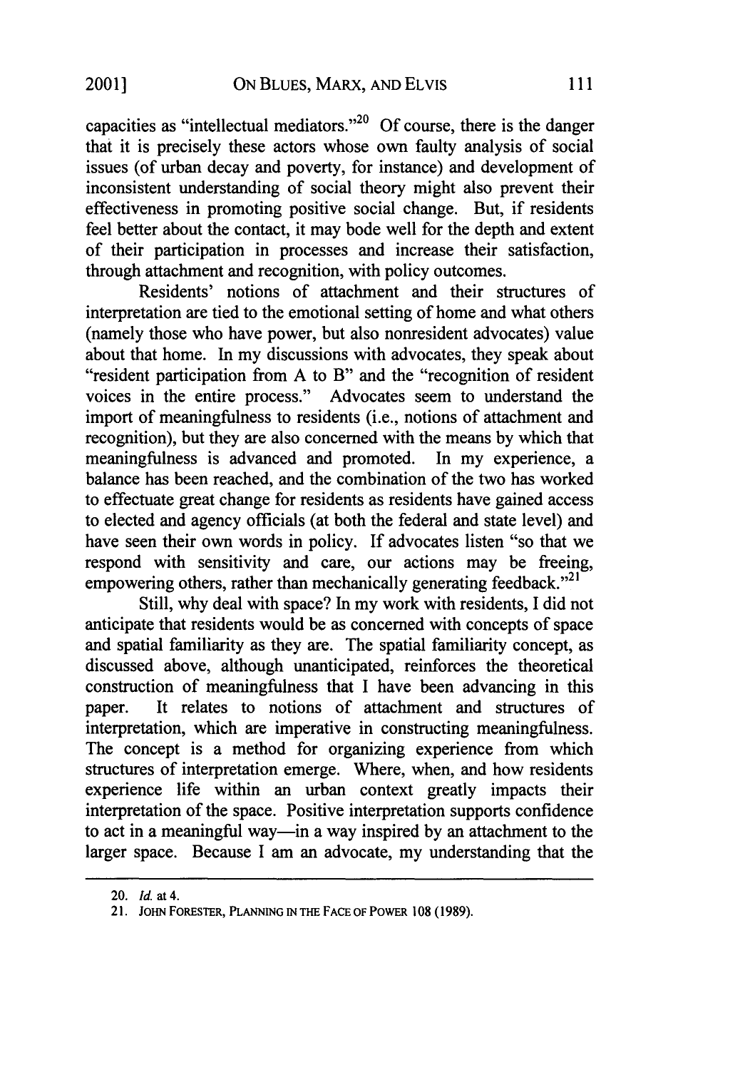capacities as "intellectual mediators."[20] Of course, there is the danger that it is precisely these actors whose own faulty analysis of social issues (of urban decay and poverty, for instance) and development of inconsistent understanding of social theory might also prevent their effectiveness in promoting positive social change. But, if residents feel better about the contact, it may bode well for the depth and extent of their participation in processes and increase their satisfaction, through attachment and recognition, with policy outcomes.

Residents' notions of attachment and their structures of interpretation are tied to the emotional setting of home and what others (namely those who have power, but also nonresident advocates) value about that home. In my discussions with advocates, they speak about "resident participation from A to B" and the "recognition of resident voices in the entire process." Advocates seem to understand the import of meaningfulness to residents (i.e., notions of attachment and recognition), but they are also concerned with the means by which that meaningfulness is advanced and promoted. In my experience, a balance has been reached, and the combination of the two has worked to effectuate great change for residents as residents have gained access to elected and agency officials (at both the federal and state level) and have seen their own words in policy. If advocates listen "so that we respond with sensitivity and care, our actions may be freeing, empowering others, rather than mechanically generating feedback."[21]

Still, why deal with space? In my work with residents, I did not anticipate that residents would be as concerned with concepts of space and spatial familiarity as they are. The spatial familiarity concept, as discussed above, although unanticipated, reinforces the theoretical construction of meaningfulness that I have been advancing in this paper. It relates to notions of attachment and structures of interpretation, which are imperative in constructing meaningfulness. The concept is a method for organizing experience from which structures of interpretation emerge. Where, when, and how residents experience life within an urban context greatly impacts their interpretation of the space. Positive interpretation supports confidence to act in a meaningful way—in a way inspired by an attachment to the larger space. Because I am an advocate, my understanding that the

---

20. *Id.* at 4.

21. JOHN FORESTER, PLANNING IN THE FACE OF POWER 108 (1989).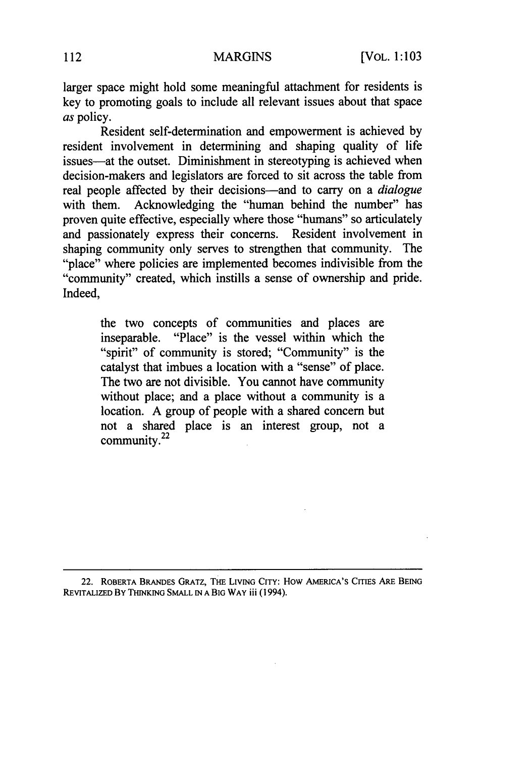larger space might hold some meaningful attachment for residents is key to promoting goals to include all relevant issues about that space *as* policy.

Resident self-determination and empowerment is achieved by resident involvement in determining and shaping quality of life issues—at the outset. Diminishment in stereotyping is achieved when decision-makers and legislators are forced to sit across the table from real people affected by their decisions—and to carry on a *dialogue* with them. Acknowledging the "human behind the number" has proven quite effective, especially where those "humans" so articulately and passionately express their concerns. Resident involvement in shaping community only serves to strengthen that community. The "place" where policies are implemented becomes indivisible from the "community" created, which instills a sense of ownership and pride. Indeed,

> the two concepts of communities and places are inseparable. "Place" is the vessel within which the "spirit" of community is stored; "Community" is the catalyst that imbues a location with a "sense" of place. The two are not divisible. You cannot have community without place; and a place without a community is a location. A group of people with a shared concern but not a shared place is an interest group, not a community.[22]

---

22. ROBERTA BRANDES GRATZ, THE LIVING CITY: HOW AMERICA'S CITIES ARE BEING REVITALIZED BY THINKING SMALL IN A BIG WAY iii (1994).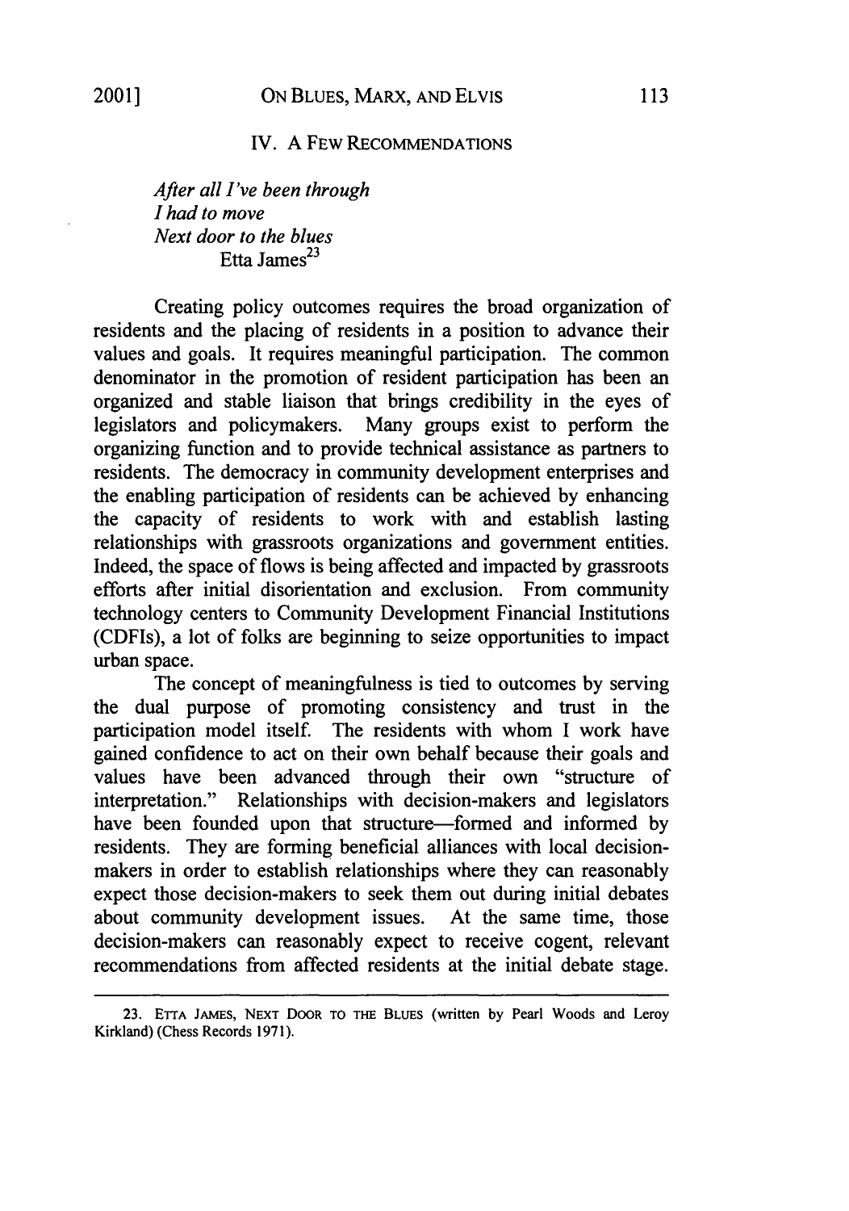## IV. A FEW RECOMMENDATIONS

*After all I've been through*
*I had to move*
*Next door to the blues*
Etta James[23]

Creating policy outcomes requires the broad organization of residents and the placing of residents in a position to advance their values and goals. It requires meaningful participation. The common denominator in the promotion of resident participation has been an organized and stable liaison that brings credibility in the eyes of legislators and policymakers. Many groups exist to perform the organizing function and to provide technical assistance as partners to residents. The democracy in community development enterprises and the enabling participation of residents can be achieved by enhancing the capacity of residents to work with and establish lasting relationships with grassroots organizations and government entities. Indeed, the space of flows is being affected and impacted by grassroots efforts after initial disorientation and exclusion. From community technology centers to Community Development Financial Institutions (CDFIs), a lot of folks are beginning to seize opportunities to impact urban space.

The concept of meaningfulness is tied to outcomes by serving the dual purpose of promoting consistency and trust in the participation model itself. The residents with whom I work have gained confidence to act on their own behalf because their goals and values have been advanced through their own "structure of interpretation." Relationships with decision-makers and legislators have been founded upon that structure—formed and informed by residents. They are forming beneficial alliances with local decision-makers in order to establish relationships where they can reasonably expect those decision-makers to seek them out during initial debates about community development issues. At the same time, those decision-makers can reasonably expect to receive cogent, relevant recommendations from affected residents at the initial debate stage.

---

23. ETTA JAMES, NEXT DOOR TO THE BLUES (written by Pearl Woods and Leroy Kirkland) (Chess Records 1971).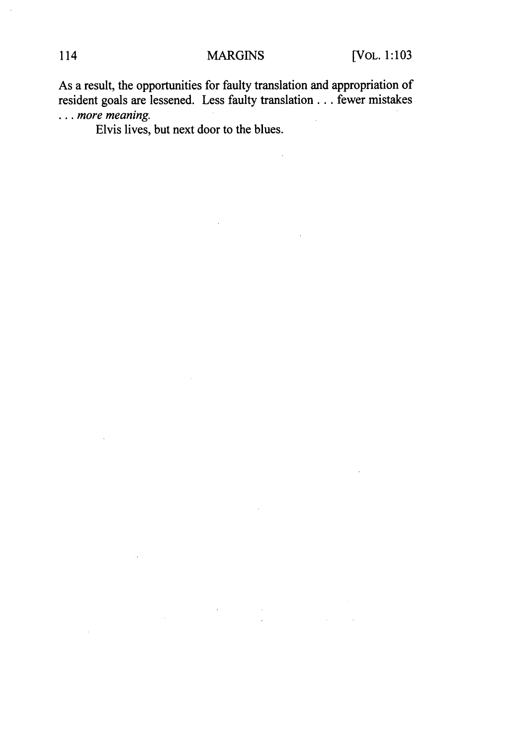As a result, the opportunities for faulty translation and appropriation of resident goals are lessened. Less faulty translation . . . fewer mistakes . . . *more meaning.*

Elvis lives, but next door to the blues.